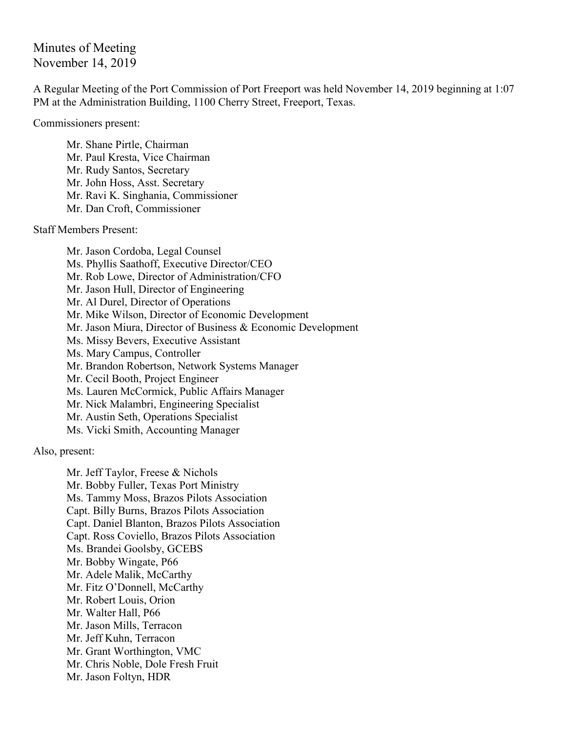# Minutes of Meeting
November 14, 2019

A Regular Meeting of the Port Commission of Port Freeport was held November 14, 2019 beginning at 1:07 PM at the Administration Building, 1100 Cherry Street, Freeport, Texas.

Commissioners present:

Mr. Shane Pirtle, Chairman
Mr. Paul Kresta, Vice Chairman
Mr. Rudy Santos, Secretary
Mr. John Hoss, Asst. Secretary
Mr. Ravi K. Singhania, Commissioner
Mr. Dan Croft, Commissioner

Staff Members Present:

Mr. Jason Cordoba, Legal Counsel
Ms. Phyllis Saathoff, Executive Director/CEO
Mr. Rob Lowe, Director of Administration/CFO
Mr. Jason Hull, Director of Engineering
Mr. Al Durel, Director of Operations
Mr. Mike Wilson, Director of Economic Development
Mr. Jason Miura, Director of Business & Economic Development
Ms. Missy Bevers, Executive Assistant
Ms. Mary Campus, Controller
Mr. Brandon Robertson, Network Systems Manager
Mr. Cecil Booth, Project Engineer
Ms. Lauren McCormick, Public Affairs Manager
Mr. Nick Malambri, Engineering Specialist
Mr. Austin Seth, Operations Specialist
Ms. Vicki Smith, Accounting Manager

Also, present:

Mr. Jeff Taylor, Freese & Nichols
Mr. Bobby Fuller, Texas Port Ministry
Ms. Tammy Moss, Brazos Pilots Association
Capt. Billy Burns, Brazos Pilots Association
Capt. Daniel Blanton, Brazos Pilots Association
Capt. Ross Coviello, Brazos Pilots Association
Ms. Brandei Goolsby, GCEBS
Mr. Bobby Wingate, P66
Mr. Adele Malik, McCarthy
Mr. Fitz O'Donnell, McCarthy
Mr. Robert Louis, Orion
Mr. Walter Hall, P66
Mr. Jason Mills, Terracon
Mr. Jeff Kuhn, Terracon
Mr. Grant Worthington, VMC
Mr. Chris Noble, Dole Fresh Fruit
Mr. Jason Foltyn, HDR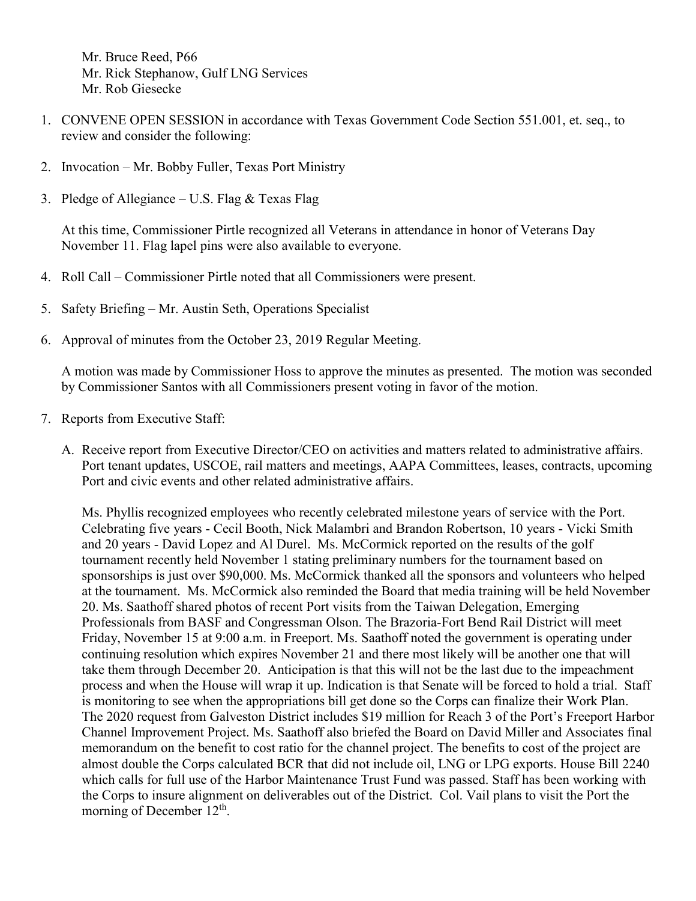Mr. Bruce Reed, P66
Mr. Rick Stephanow, Gulf LNG Services
Mr. Rob Giesecke

1. CONVENE OPEN SESSION in accordance with Texas Government Code Section 551.001, et. seq., to review and consider the following:

2. Invocation – Mr. Bobby Fuller, Texas Port Ministry

3. Pledge of Allegiance – U.S. Flag & Texas Flag

   At this time, Commissioner Pirtle recognized all Veterans in attendance in honor of Veterans Day November 11. Flag lapel pins were also available to everyone.

4. Roll Call – Commissioner Pirtle noted that all Commissioners were present.

5. Safety Briefing – Mr. Austin Seth, Operations Specialist

6. Approval of minutes from the October 23, 2019 Regular Meeting.

   A motion was made by Commissioner Hoss to approve the minutes as presented. The motion was seconded by Commissioner Santos with all Commissioners present voting in favor of the motion.

7. Reports from Executive Staff:

   A. Receive report from Executive Director/CEO on activities and matters related to administrative affairs. Port tenant updates, USCOE, rail matters and meetings, AAPA Committees, leases, contracts, upcoming Port and civic events and other related administrative affairs.

   Ms. Phyllis recognized employees who recently celebrated milestone years of service with the Port. Celebrating five years - Cecil Booth, Nick Malambri and Brandon Robertson, 10 years - Vicki Smith and 20 years - David Lopez and Al Durel. Ms. McCormick reported on the results of the golf tournament recently held November 1 stating preliminary numbers for the tournament based on sponsorships is just over $90,000. Ms. McCormick thanked all the sponsors and volunteers who helped at the tournament. Ms. McCormick also reminded the Board that media training will be held November 20. Ms. Saathoff shared photos of recent Port visits from the Taiwan Delegation, Emerging Professionals from BASF and Congressman Olson. The Brazoria-Fort Bend Rail District will meet Friday, November 15 at 9:00 a.m. in Freeport. Ms. Saathoff noted the government is operating under continuing resolution which expires November 21 and there most likely will be another one that will take them through December 20. Anticipation is that this will not be the last due to the impeachment process and when the House will wrap it up. Indication is that Senate will be forced to hold a trial. Staff is monitoring to see when the appropriations bill get done so the Corps can finalize their Work Plan. The 2020 request from Galveston District includes $19 million for Reach 3 of the Port's Freeport Harbor Channel Improvement Project. Ms. Saathoff also briefed the Board on David Miller and Associates final memorandum on the benefit to cost ratio for the channel project. The benefits to cost of the project are almost double the Corps calculated BCR that did not include oil, LNG or LPG exports. House Bill 2240 which calls for full use of the Harbor Maintenance Trust Fund was passed. Staff has been working with the Corps to insure alignment on deliverables out of the District. Col. Vail plans to visit the Port the morning of December 12th.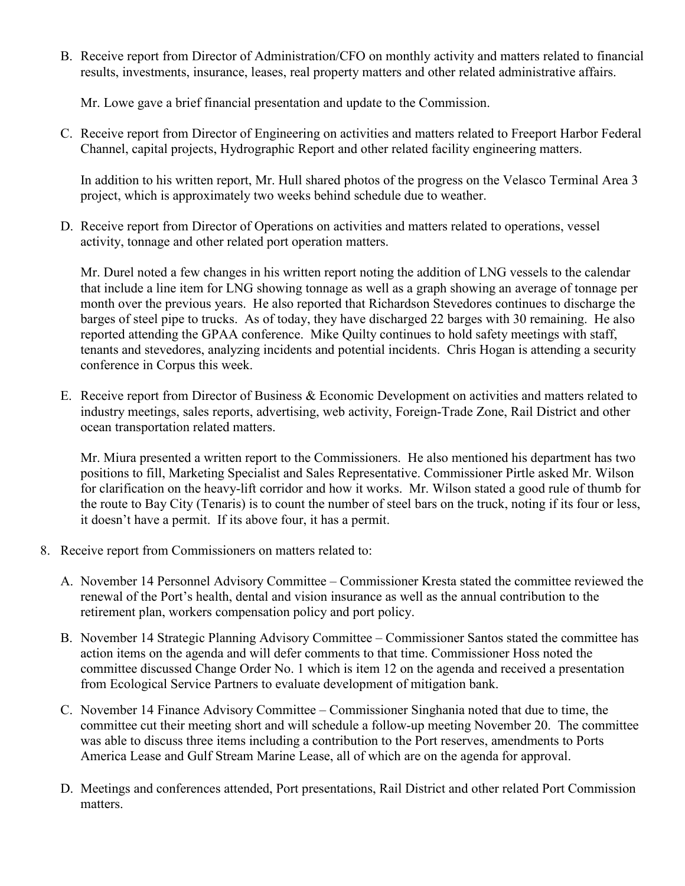B. Receive report from Director of Administration/CFO on monthly activity and matters related to financial results, investments, insurance, leases, real property matters and other related administrative affairs.

   Mr. Lowe gave a brief financial presentation and update to the Commission.

C. Receive report from Director of Engineering on activities and matters related to Freeport Harbor Federal Channel, capital projects, Hydrographic Report and other related facility engineering matters.

   In addition to his written report, Mr. Hull shared photos of the progress on the Velasco Terminal Area 3 project, which is approximately two weeks behind schedule due to weather.

D. Receive report from Director of Operations on activities and matters related to operations, vessel activity, tonnage and other related port operation matters.

   Mr. Durel noted a few changes in his written report noting the addition of LNG vessels to the calendar that include a line item for LNG showing tonnage as well as a graph showing an average of tonnage per month over the previous years. He also reported that Richardson Stevedores continues to discharge the barges of steel pipe to trucks. As of today, they have discharged 22 barges with 30 remaining. He also reported attending the GPAA conference. Mike Quilty continues to hold safety meetings with staff, tenants and stevedores, analyzing incidents and potential incidents. Chris Hogan is attending a security conference in Corpus this week.

E. Receive report from Director of Business & Economic Development on activities and matters related to industry meetings, sales reports, advertising, web activity, Foreign-Trade Zone, Rail District and other ocean transportation related matters.

   Mr. Miura presented a written report to the Commissioners. He also mentioned his department has two positions to fill, Marketing Specialist and Sales Representative. Commissioner Pirtle asked Mr. Wilson for clarification on the heavy-lift corridor and how it works. Mr. Wilson stated a good rule of thumb for the route to Bay City (Tenaris) is to count the number of steel bars on the truck, noting if its four or less, it doesn't have a permit. If its above four, it has a permit.

8. Receive report from Commissioners on matters related to:

   A. November 14 Personnel Advisory Committee – Commissioner Kresta stated the committee reviewed the renewal of the Port's health, dental and vision insurance as well as the annual contribution to the retirement plan, workers compensation policy and port policy.

   B. November 14 Strategic Planning Advisory Committee – Commissioner Santos stated the committee has action items on the agenda and will defer comments to that time. Commissioner Hoss noted the committee discussed Change Order No. 1 which is item 12 on the agenda and received a presentation from Ecological Service Partners to evaluate development of mitigation bank.

   C. November 14 Finance Advisory Committee – Commissioner Singhania noted that due to time, the committee cut their meeting short and will schedule a follow-up meeting November 20. The committee was able to discuss three items including a contribution to the Port reserves, amendments to Ports America Lease and Gulf Stream Marine Lease, all of which are on the agenda for approval.

   D. Meetings and conferences attended, Port presentations, Rail District and other related Port Commission matters.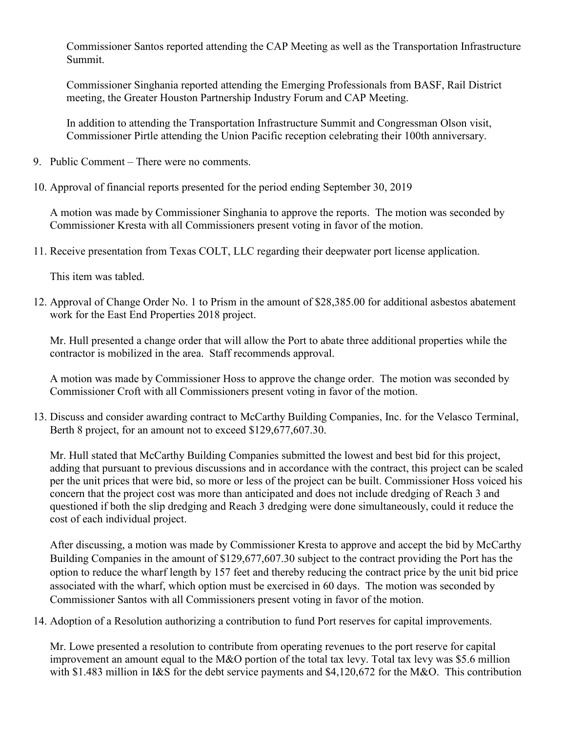Commissioner Santos reported attending the CAP Meeting as well as the Transportation Infrastructure Summit.

Commissioner Singhania reported attending the Emerging Professionals from BASF, Rail District meeting, the Greater Houston Partnership Industry Forum and CAP Meeting.

In addition to attending the Transportation Infrastructure Summit and Congressman Olson visit, Commissioner Pirtle attending the Union Pacific reception celebrating their 100th anniversary.

9. Public Comment – There were no comments.

10. Approval of financial reports presented for the period ending September 30, 2019

    A motion was made by Commissioner Singhania to approve the reports. The motion was seconded by Commissioner Kresta with all Commissioners present voting in favor of the motion.

11. Receive presentation from Texas COLT, LLC regarding their deepwater port license application.

    This item was tabled.

12. Approval of Change Order No. 1 to Prism in the amount of $28,385.00 for additional asbestos abatement work for the East End Properties 2018 project.

    Mr. Hull presented a change order that will allow the Port to abate three additional properties while the contractor is mobilized in the area. Staff recommends approval.

    A motion was made by Commissioner Hoss to approve the change order. The motion was seconded by Commissioner Croft with all Commissioners present voting in favor of the motion.

13. Discuss and consider awarding contract to McCarthy Building Companies, Inc. for the Velasco Terminal, Berth 8 project, for an amount not to exceed $129,677,607.30.

    Mr. Hull stated that McCarthy Building Companies submitted the lowest and best bid for this project, adding that pursuant to previous discussions and in accordance with the contract, this project can be scaled per the unit prices that were bid, so more or less of the project can be built. Commissioner Hoss voiced his concern that the project cost was more than anticipated and does not include dredging of Reach 3 and questioned if both the slip dredging and Reach 3 dredging were done simultaneously, could it reduce the cost of each individual project.

    After discussing, a motion was made by Commissioner Kresta to approve and accept the bid by McCarthy Building Companies in the amount of $129,677,607.30 subject to the contract providing the Port has the option to reduce the wharf length by 157 feet and thereby reducing the contract price by the unit bid price associated with the wharf, which option must be exercised in 60 days. The motion was seconded by Commissioner Santos with all Commissioners present voting in favor of the motion.

14. Adoption of a Resolution authorizing a contribution to fund Port reserves for capital improvements.

    Mr. Lowe presented a resolution to contribute from operating revenues to the port reserve for capital improvement an amount equal to the M&O portion of the total tax levy. Total tax levy was $5.6 million with $1.483 million in I&S for the debt service payments and $4,120,672 for the M&O. This contribution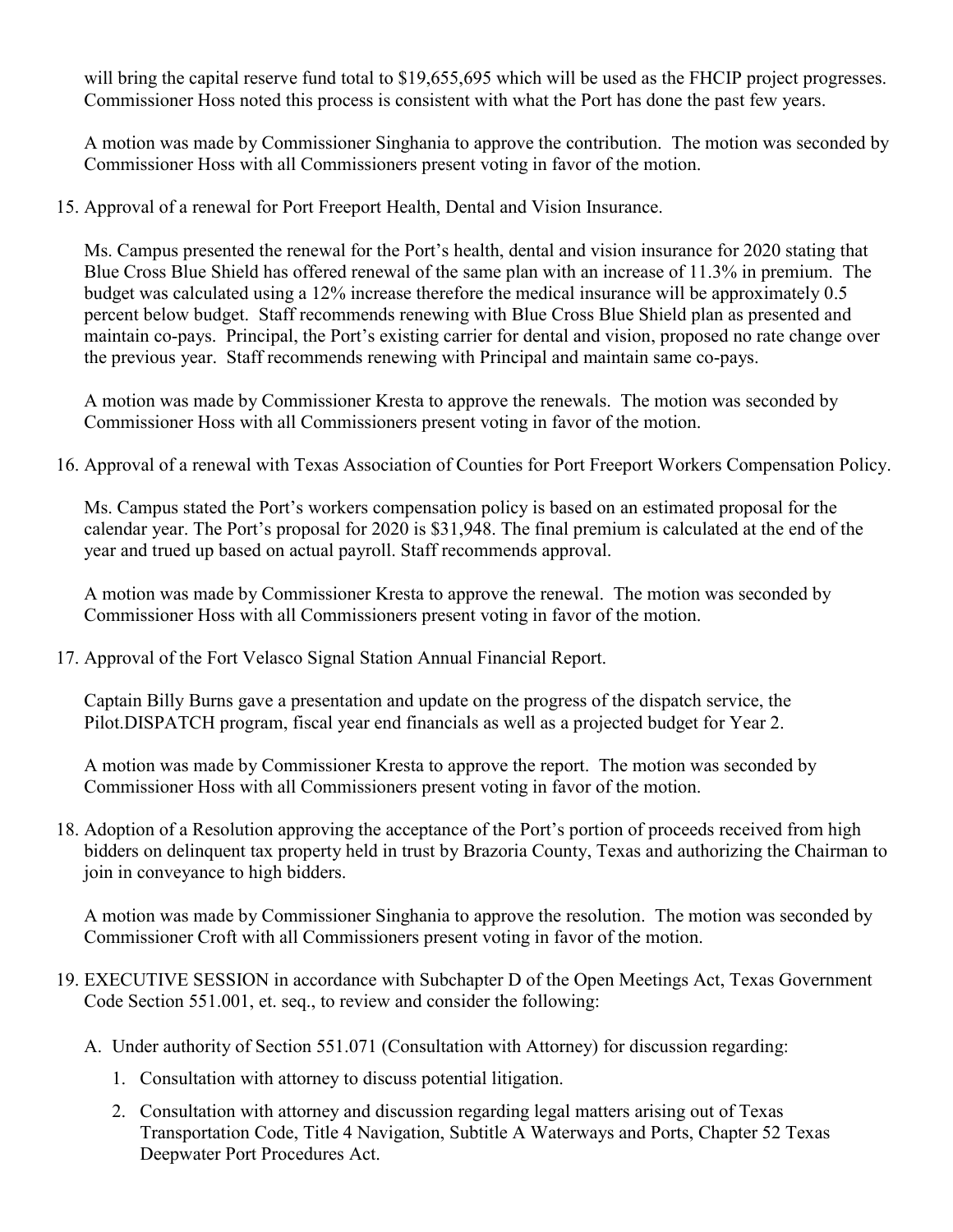will bring the capital reserve fund total to $19,655,695 which will be used as the FHCIP project progresses. Commissioner Hoss noted this process is consistent with what the Port has done the past few years.

A motion was made by Commissioner Singhania to approve the contribution. The motion was seconded by Commissioner Hoss with all Commissioners present voting in favor of the motion.

15. Approval of a renewal for Port Freeport Health, Dental and Vision Insurance.

    Ms. Campus presented the renewal for the Port's health, dental and vision insurance for 2020 stating that Blue Cross Blue Shield has offered renewal of the same plan with an increase of 11.3% in premium. The budget was calculated using a 12% increase therefore the medical insurance will be approximately 0.5 percent below budget. Staff recommends renewing with Blue Cross Blue Shield plan as presented and maintain co-pays. Principal, the Port's existing carrier for dental and vision, proposed no rate change over the previous year. Staff recommends renewing with Principal and maintain same co-pays.

    A motion was made by Commissioner Kresta to approve the renewals. The motion was seconded by Commissioner Hoss with all Commissioners present voting in favor of the motion.

16. Approval of a renewal with Texas Association of Counties for Port Freeport Workers Compensation Policy.

    Ms. Campus stated the Port's workers compensation policy is based on an estimated proposal for the calendar year. The Port's proposal for 2020 is $31,948. The final premium is calculated at the end of the year and trued up based on actual payroll. Staff recommends approval.

    A motion was made by Commissioner Kresta to approve the renewal. The motion was seconded by Commissioner Hoss with all Commissioners present voting in favor of the motion.

17. Approval of the Fort Velasco Signal Station Annual Financial Report.

    Captain Billy Burns gave a presentation and update on the progress of the dispatch service, the Pilot.DISPATCH program, fiscal year end financials as well as a projected budget for Year 2.

    A motion was made by Commissioner Kresta to approve the report. The motion was seconded by Commissioner Hoss with all Commissioners present voting in favor of the motion.

18. Adoption of a Resolution approving the acceptance of the Port's portion of proceeds received from high bidders on delinquent tax property held in trust by Brazoria County, Texas and authorizing the Chairman to join in conveyance to high bidders.

    A motion was made by Commissioner Singhania to approve the resolution. The motion was seconded by Commissioner Croft with all Commissioners present voting in favor of the motion.

19. EXECUTIVE SESSION in accordance with Subchapter D of the Open Meetings Act, Texas Government Code Section 551.001, et. seq., to review and consider the following:

    A. Under authority of Section 551.071 (Consultation with Attorney) for discussion regarding:

        1. Consultation with attorney to discuss potential litigation.

        2. Consultation with attorney and discussion regarding legal matters arising out of Texas Transportation Code, Title 4 Navigation, Subtitle A Waterways and Ports, Chapter 52 Texas Deepwater Port Procedures Act.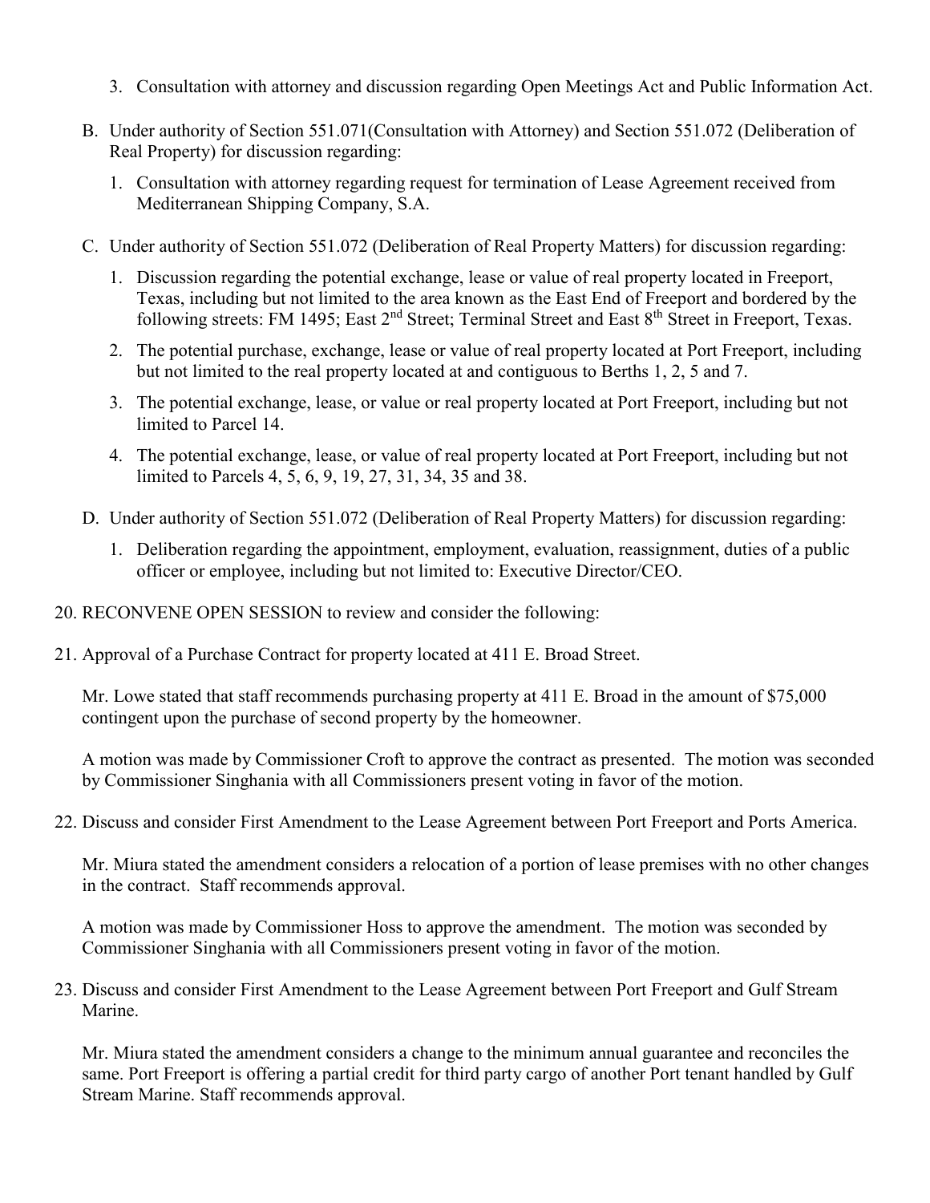3. Consultation with attorney and discussion regarding Open Meetings Act and Public Information Act.

B. Under authority of Section 551.071(Consultation with Attorney) and Section 551.072 (Deliberation of Real Property) for discussion regarding:

1. Consultation with attorney regarding request for termination of Lease Agreement received from Mediterranean Shipping Company, S.A.

C. Under authority of Section 551.072 (Deliberation of Real Property Matters) for discussion regarding:

1. Discussion regarding the potential exchange, lease or value of real property located in Freeport, Texas, including but not limited to the area known as the East End of Freeport and bordered by the following streets: FM 1495; East 2nd Street; Terminal Street and East 8th Street in Freeport, Texas.
2. The potential purchase, exchange, lease or value of real property located at Port Freeport, including but not limited to the real property located at and contiguous to Berths 1, 2, 5 and 7.
3. The potential exchange, lease, or value or real property located at Port Freeport, including but not limited to Parcel 14.
4. The potential exchange, lease, or value of real property located at Port Freeport, including but not limited to Parcels 4, 5, 6, 9, 19, 27, 31, 34, 35 and 38.

D. Under authority of Section 551.072 (Deliberation of Real Property Matters) for discussion regarding:

1. Deliberation regarding the appointment, employment, evaluation, reassignment, duties of a public officer or employee, including but not limited to: Executive Director/CEO.

20. RECONVENE OPEN SESSION to review and consider the following:

21. Approval of a Purchase Contract for property located at 411 E. Broad Street.

Mr. Lowe stated that staff recommends purchasing property at 411 E. Broad in the amount of $75,000 contingent upon the purchase of second property by the homeowner.

A motion was made by Commissioner Croft to approve the contract as presented. The motion was seconded by Commissioner Singhania with all Commissioners present voting in favor of the motion.

22. Discuss and consider First Amendment to the Lease Agreement between Port Freeport and Ports America.

Mr. Miura stated the amendment considers a relocation of a portion of lease premises with no other changes in the contract. Staff recommends approval.

A motion was made by Commissioner Hoss to approve the amendment. The motion was seconded by Commissioner Singhania with all Commissioners present voting in favor of the motion.

23. Discuss and consider First Amendment to the Lease Agreement between Port Freeport and Gulf Stream Marine.

Mr. Miura stated the amendment considers a change to the minimum annual guarantee and reconciles the same. Port Freeport is offering a partial credit for third party cargo of another Port tenant handled by Gulf Stream Marine. Staff recommends approval.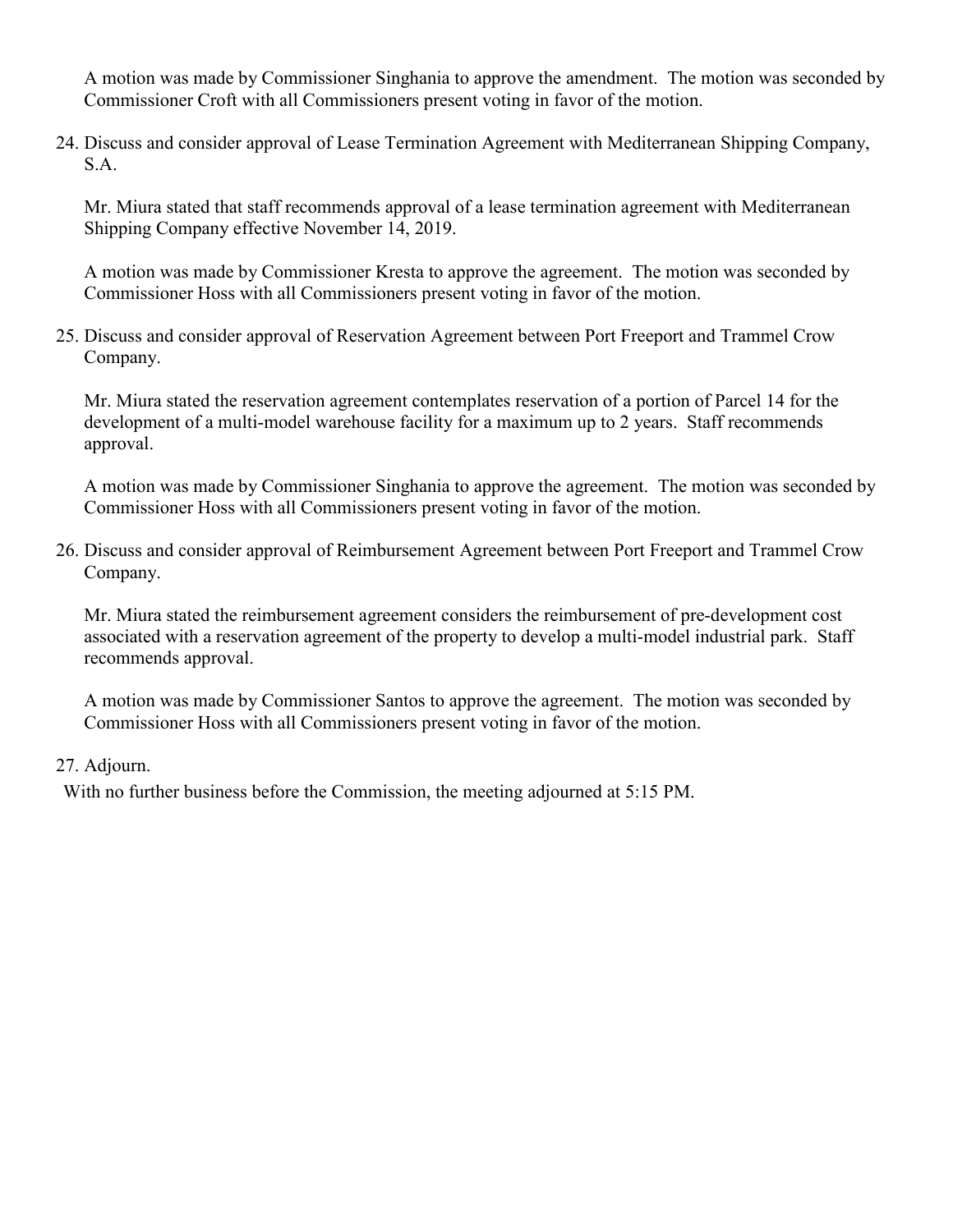A motion was made by Commissioner Singhania to approve the amendment. The motion was seconded by Commissioner Croft with all Commissioners present voting in favor of the motion.

24. Discuss and consider approval of Lease Termination Agreement with Mediterranean Shipping Company, S.A.

    Mr. Miura stated that staff recommends approval of a lease termination agreement with Mediterranean Shipping Company effective November 14, 2019.

    A motion was made by Commissioner Kresta to approve the agreement. The motion was seconded by Commissioner Hoss with all Commissioners present voting in favor of the motion.

25. Discuss and consider approval of Reservation Agreement between Port Freeport and Trammel Crow Company.

    Mr. Miura stated the reservation agreement contemplates reservation of a portion of Parcel 14 for the development of a multi-model warehouse facility for a maximum up to 2 years. Staff recommends approval.

    A motion was made by Commissioner Singhania to approve the agreement. The motion was seconded by Commissioner Hoss with all Commissioners present voting in favor of the motion.

26. Discuss and consider approval of Reimbursement Agreement between Port Freeport and Trammel Crow Company.

    Mr. Miura stated the reimbursement agreement considers the reimbursement of pre-development cost associated with a reservation agreement of the property to develop a multi-model industrial park. Staff recommends approval.

    A motion was made by Commissioner Santos to approve the agreement. The motion was seconded by Commissioner Hoss with all Commissioners present voting in favor of the motion.

27. Adjourn.

With no further business before the Commission, the meeting adjourned at 5:15 PM.